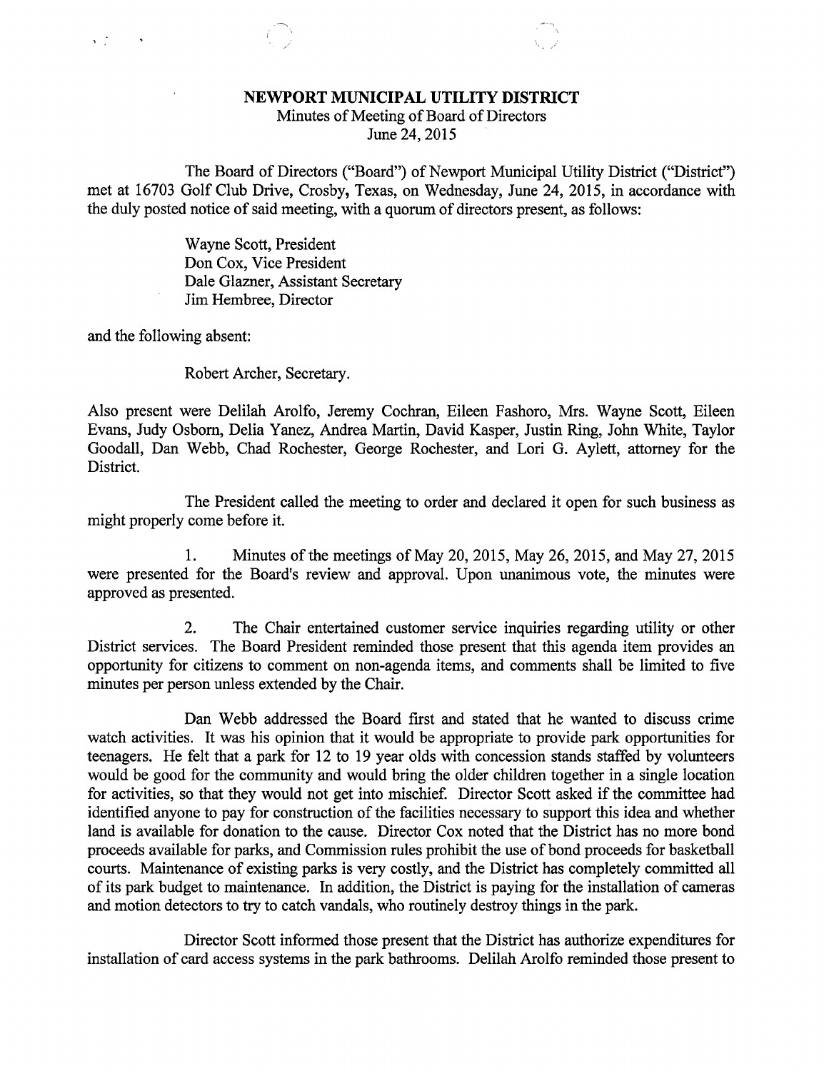# NEWPORT MUNICIPAL UTILITY DISTRICT

Minutes of Meeting of Board of Directors
June 24, 2015

The Board of Directors ("Board") of Newport Municipal Utility District ("District") met at 16703 Golf Club Drive, Crosby, Texas, on Wednesday, June 24, 2015, in accordance with the duly posted notice of said meeting, with a quorum of directors present, as follows:

Wayne Scott, President
Don Cox, Vice President
Dale Glazner, Assistant Secretary
Jim Hembree, Director

and the following absent:

Robert Archer, Secretary.

Also present were Delilah Arolfo, Jeremy Cochran, Eileen Fashoro, Mrs. Wayne Scott, Eileen Evans, Judy Osborn, Delia Yanez, Andrea Martin, David Kasper, Justin Ring, John White, Taylor Goodall, Dan Webb, Chad Rochester, George Rochester, and Lori G. Aylett, attorney for the District.

The President called the meeting to order and declared it open for such business as might properly come before it.

1. Minutes of the meetings of May 20, 2015, May 26, 2015, and May 27, 2015 were presented for the Board's review and approval. Upon unanimous vote, the minutes were approved as presented.

2. The Chair entertained customer service inquiries regarding utility or other District services. The Board President reminded those present that this agenda item provides an opportunity for citizens to comment on non-agenda items, and comments shall be limited to five minutes per person unless extended by the Chair.

Dan Webb addressed the Board first and stated that he wanted to discuss crime watch activities. It was his opinion that it would be appropriate to provide park opportunities for teenagers. He felt that a park for 12 to 19 year olds with concession stands staffed by volunteers would be good for the community and would bring the older children together in a single location for activities, so that they would not get into mischief. Director Scott asked if the committee had identified anyone to pay for construction of the facilities necessary to support this idea and whether land is available for donation to the cause. Director Cox noted that the District has no more bond proceeds available for parks, and Commission rules prohibit the use of bond proceeds for basketball courts. Maintenance of existing parks is very costly, and the District has completely committed all of its park budget to maintenance. In addition, the District is paying for the installation of cameras and motion detectors to try to catch vandals, who routinely destroy things in the park.

Director Scott informed those present that the District has authorize expenditures for installation of card access systems in the park bathrooms. Delilah Arolfo reminded those present to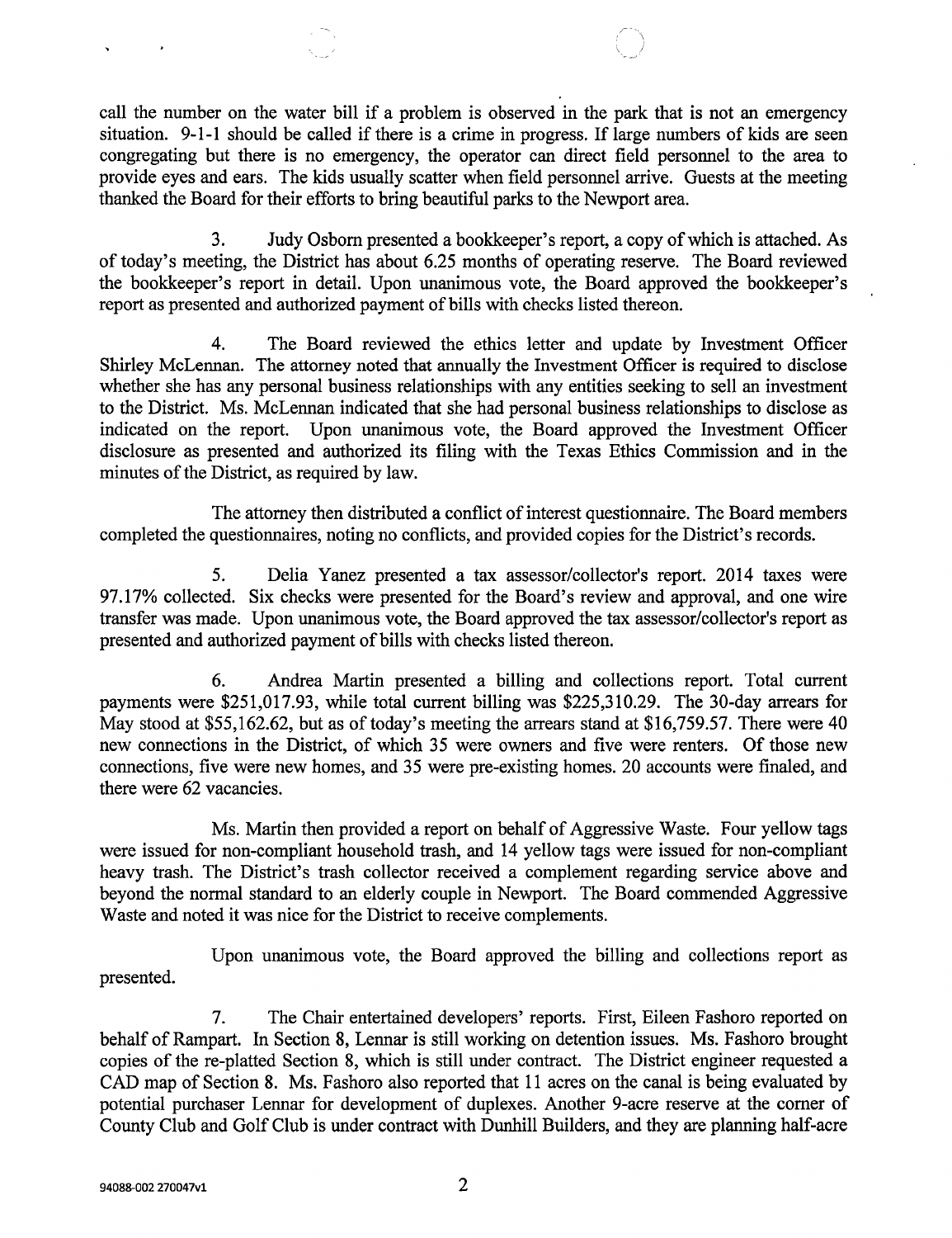call the number on the water bill if a problem is observed in the park that is not an emergency situation. 9-1-1 should be called if there is a crime in progress. If large numbers of kids are seen congregating but there is no emergency, the operator can direct field personnel to the area to provide eyes and ears. The kids usually scatter when field personnel arrive. Guests at the meeting thanked the Board for their efforts to bring beautiful parks to the Newport area.

3. Judy Osborn presented a bookkeeper's report, a copy of which is attached. As of today's meeting, the District has about 6.25 months of operating reserve. The Board reviewed the bookkeeper's report in detail. Upon unanimous vote, the Board approved the bookkeeper's report as presented and authorized payment of bills with checks listed thereon.

4. The Board reviewed the ethics letter and update by Investment Officer Shirley McLennan. The attorney noted that annually the Investment Officer is required to disclose whether she has any personal business relationships with any entities seeking to sell an investment to the District. Ms. McLennan indicated that she had personal business relationships to disclose as indicated on the report. Upon unanimous vote, the Board approved the Investment Officer disclosure as presented and authorized its filing with the Texas Ethics Commission and in the minutes of the District, as required by law.

The attorney then distributed a conflict of interest questionnaire. The Board members completed the questionnaires, noting no conflicts, and provided copies for the District's records.

5. Delia Yanez presented a tax assessor/collector's report. 2014 taxes were 97.17% collected. Six checks were presented for the Board's review and approval, and one wire transfer was made. Upon unanimous vote, the Board approved the tax assessor/collector's report as presented and authorized payment of bills with checks listed thereon.

6. Andrea Martin presented a billing and collections report. Total current payments were $251,017.93, while total current billing was $225,310.29. The 30-day arrears for May stood at $55,162.62, but as of today's meeting the arrears stand at $16,759.57. There were 40 new connections in the District, of which 35 were owners and five were renters. Of those new connections, five were new homes, and 35 were pre-existing homes. 20 accounts were finaled, and there were 62 vacancies.

Ms. Martin then provided a report on behalf of Aggressive Waste. Four yellow tags were issued for non-compliant household trash, and 14 yellow tags were issued for non-compliant heavy trash. The District's trash collector received a complement regarding service above and beyond the normal standard to an elderly couple in Newport. The Board commended Aggressive Waste and noted it was nice for the District to receive complements.

Upon unanimous vote, the Board approved the billing and collections report as presented.

7. The Chair entertained developers' reports. First, Eileen Fashoro reported on behalf of Rampart. In Section 8, Lennar is still working on detention issues. Ms. Fashoro brought copies of the re-platted Section 8, which is still under contract. The District engineer requested a CAD map of Section 8. Ms. Fashoro also reported that 11 acres on the canal is being evaluated by potential purchaser Lennar for development of duplexes. Another 9-acre reserve at the corner of County Club and Golf Club is under contract with Dunhill Builders, and they are planning half-acre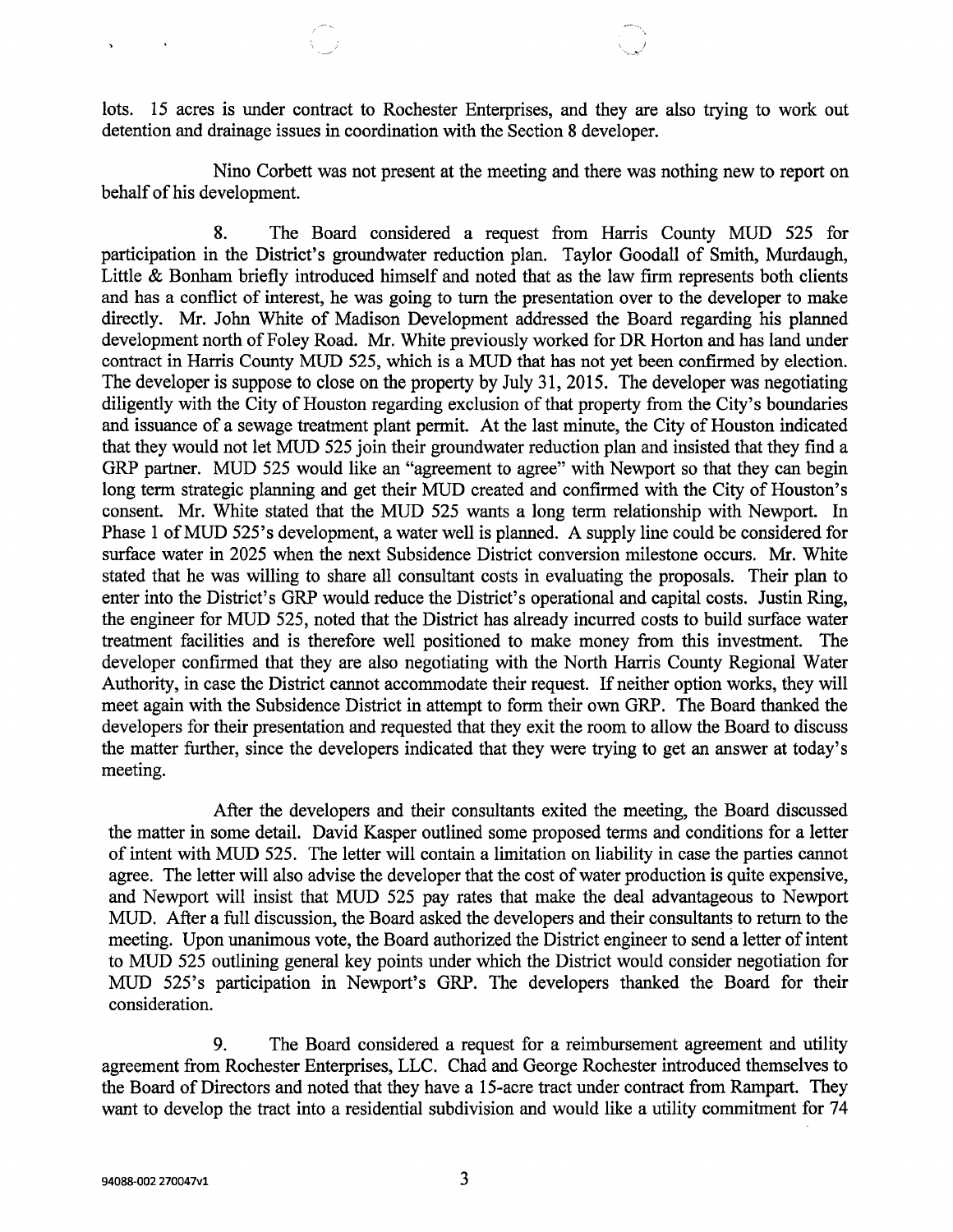lots. 15 acres is under contract to Rochester Enterprises, and they are also trying to work out detention and drainage issues in coordination with the Section 8 developer.

Nino Corbett was not present at the meeting and there was nothing new to report on behalf of his development.

8. The Board considered a request from Harris County MUD 525 for participation in the District's groundwater reduction plan. Taylor Goodall of Smith, Murdaugh, Little & Bonham briefly introduced himself and noted that as the law firm represents both clients and has a conflict of interest, he was going to turn the presentation over to the developer to make directly. Mr. John White of Madison Development addressed the Board regarding his planned development north of Foley Road. Mr. White previously worked for DR Horton and has land under contract in Harris County MUD 525, which is a MUD that has not yet been confirmed by election. The developer is suppose to close on the property by July 31, 2015. The developer was negotiating diligently with the City of Houston regarding exclusion of that property from the City's boundaries and issuance of a sewage treatment plant permit. At the last minute, the City of Houston indicated that they would not let MUD 525 join their groundwater reduction plan and insisted that they find a GRP partner. MUD 525 would like an "agreement to agree" with Newport so that they can begin long term strategic planning and get their MUD created and confirmed with the City of Houston's consent. Mr. White stated that the MUD 525 wants a long term relationship with Newport. In Phase 1 of MUD 525's development, a water well is planned. A supply line could be considered for surface water in 2025 when the next Subsidence District conversion milestone occurs. Mr. White stated that he was willing to share all consultant costs in evaluating the proposals. Their plan to enter into the District's GRP would reduce the District's operational and capital costs. Justin Ring, the engineer for MUD 525, noted that the District has already incurred costs to build surface water treatment facilities and is therefore well positioned to make money from this investment. The developer confirmed that they are also negotiating with the North Harris County Regional Water Authority, in case the District cannot accommodate their request. If neither option works, they will meet again with the Subsidence District in attempt to form their own GRP. The Board thanked the developers for their presentation and requested that they exit the room to allow the Board to discuss the matter further, since the developers indicated that they were trying to get an answer at today's meeting.

After the developers and their consultants exited the meeting, the Board discussed the matter in some detail. David Kasper outlined some proposed terms and conditions for a letter of intent with MUD 525. The letter will contain a limitation on liability in case the parties cannot agree. The letter will also advise the developer that the cost of water production is quite expensive, and Newport will insist that MUD 525 pay rates that make the deal advantageous to Newport MUD. After a full discussion, the Board asked the developers and their consultants to return to the meeting. Upon unanimous vote, the Board authorized the District engineer to send a letter of intent to MUD 525 outlining general key points under which the District would consider negotiation for MUD 525's participation in Newport's GRP. The developers thanked the Board for their consideration.

9. The Board considered a request for a reimbursement agreement and utility agreement from Rochester Enterprises, LLC. Chad and George Rochester introduced themselves to the Board of Directors and noted that they have a 15-acre tract under contract from Rampart. They want to develop the tract into a residential subdivision and would like a utility commitment for 74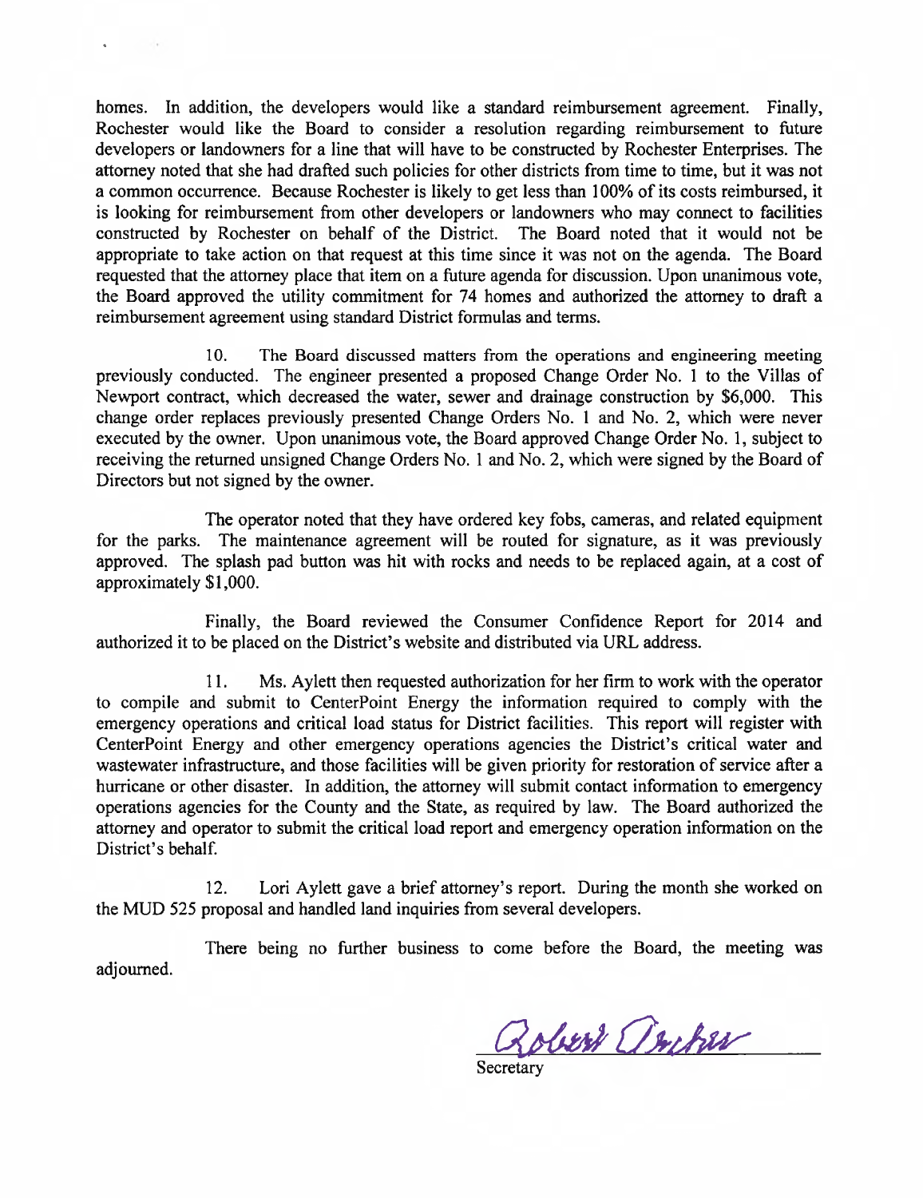homes. In addition, the developers would like a standard reimbursement agreement. Finally, Rochester would like the Board to consider a resolution regarding reimbursement to future developers or landowners for a line that will have to be constructed by Rochester Enterprises. The attorney noted that she had drafted such policies for other districts from time to time, but it was not a common occurrence. Because Rochester is likely to get less than 100% of its costs reimbursed, it is looking for reimbursement from other developers or landowners who may connect to facilities constructed by Rochester on behalf of the District. The Board noted that it would not be appropriate to take action on that request at this time since it was not on the agenda. The Board requested that the attorney place that item on a future agenda for discussion. Upon unanimous vote, the Board approved the utility commitment for 74 homes and authorized the attorney to draft a reimbursement agreement using standard District formulas and terms.

10. The Board discussed matters from the operations and engineering meeting previously conducted. The engineer presented a proposed Change Order No. 1 to the Villas of Newport contract, which decreased the water, sewer and drainage construction by $6,000. This change order replaces previously presented Change Orders No. 1 and No. 2, which were never executed by the owner. Upon unanimous vote, the Board approved Change Order No. 1, subject to receiving the returned unsigned Change Orders No. 1 and No. 2, which were signed by the Board of Directors but not signed by the owner.

The operator noted that they have ordered key fobs, cameras, and related equipment for the parks. The maintenance agreement will be routed for signature, as it was previously approved. The splash pad button was hit with rocks and needs to be replaced again, at a cost of approximately $1,000.

Finally, the Board reviewed the Consumer Confidence Report for 2014 and authorized it to be placed on the District's website and distributed via URL address.

11. Ms. Aylett then requested authorization for her firm to work with the operator to compile and submit to CenterPoint Energy the information required to comply with the emergency operations and critical load status for District facilities. This report will register with CenterPoint Energy and other emergency operations agencies the District's critical water and wastewater infrastructure, and those facilities will be given priority for restoration of service after a hurricane or other disaster. In addition, the attorney will submit contact information to emergency operations agencies for the County and the State, as required by law. The Board authorized the attorney and operator to submit the critical load report and emergency operation information on the District's behalf.

12. Lori Aylett gave a brief attorney's report. During the month she worked on the MUD 525 proposal and handled land inquiries from several developers.

There being no further business to come before the Board, the meeting was adjourned.

Robert Archer

Secretary